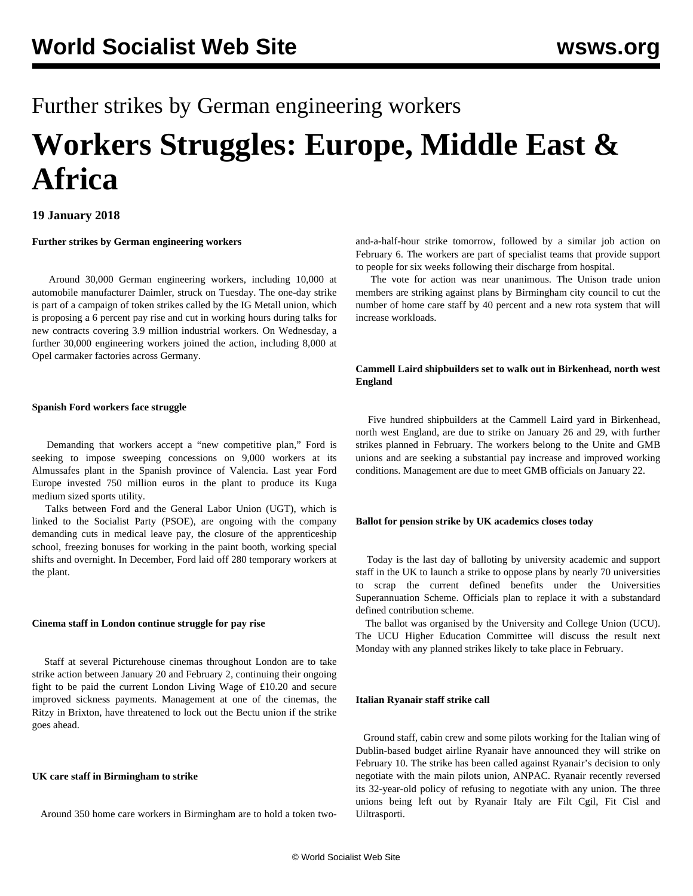# Further strikes by German engineering workers

# Workers Struggles: Europe, Middle East & Africa

**19 January 2018**

**Further strikes by German engineering workers**

Around 30,000 German engineering workers, including 10,000 at automobile manufacturer Daimler, struck on Tuesday. The one-day strike is part of a campaign of token strikes called by the IG Metall union, which is proposing a 6 percent pay rise and cut in working hours during talks for new contracts covering 3.9 million industrial workers. On Wednesday, a further 30,000 engineering workers joined the action, including 8,000 at Opel carmaker factories across Germany.

**Spanish Ford workers face struggle**

Demanding that workers accept a "new competitive plan," Ford is seeking to impose sweeping concessions on 9,000 workers at its Almussafes plant in the Spanish province of Valencia. Last year Ford Europe invested 750 million euros in the plant to produce its Kuga medium sized sports utility.

Talks between Ford and the General Labor Union (UGT), which is linked to the Socialist Party (PSOE), are ongoing with the company demanding cuts in medical leave pay, the closure of the apprenticeship school, freezing bonuses for working in the paint booth, working special shifts and overnight. In December, Ford laid off 280 temporary workers at the plant.

**Cinema staff in London continue struggle for pay rise**

Staff at several Picturehouse cinemas throughout London are to take strike action between January 20 and February 2, continuing their ongoing fight to be paid the current London Living Wage of £10.20 and secure improved sickness payments. Management at one of the cinemas, the Ritzy in Brixton, have threatened to lock out the Bectu union if the strike goes ahead.

**UK care staff in Birmingham to strike**

Around 350 home care workers in Birmingham are to hold a token two-and-a-half-hour strike tomorrow, followed by a similar job action on February 6. The workers are part of specialist teams that provide support to people for six weeks following their discharge from hospital.

The vote for action was near unanimous. The Unison trade union members are striking against plans by Birmingham city council to cut the number of home care staff by 40 percent and a new rota system that will increase workloads.

**Cammell Laird shipbuilders set to walk out in Birkenhead, north west England**

Five hundred shipbuilders at the Cammell Laird yard in Birkenhead, north west England, are due to strike on January 26 and 29, with further strikes planned in February. The workers belong to the Unite and GMB unions and are seeking a substantial pay increase and improved working conditions. Management are due to meet GMB officials on January 22.

**Ballot for pension strike by UK academics closes today**

Today is the last day of balloting by university academic and support staff in the UK to launch a strike to oppose plans by nearly 70 universities to scrap the current defined benefits under the Universities Superannuation Scheme. Officials plan to replace it with a substandard defined contribution scheme.

The ballot was organised by the University and College Union (UCU). The UCU Higher Education Committee will discuss the result next Monday with any planned strikes likely to take place in February.

**Italian Ryanair staff strike call**

Ground staff, cabin crew and some pilots working for the Italian wing of Dublin-based budget airline Ryanair have announced they will strike on February 10. The strike has been called against Ryanair's decision to only negotiate with the main pilots union, ANPAC. Ryanair recently reversed its 32-year-old policy of refusing to negotiate with any union. The three unions being left out by Ryanair Italy are Filt Cgil, Fit Cisl and Uiltrasporti.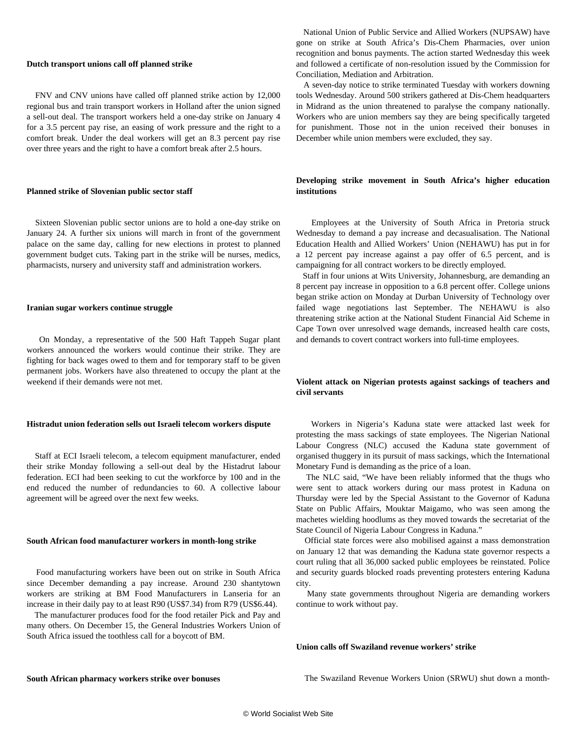**Dutch transport unions call off planned strike**

FNV and CNV unions have called off planned strike action by 12,000 regional bus and train transport workers in Holland after the union signed a sell-out deal. The transport workers held a one-day strike on January 4 for a 3.5 percent pay rise, an easing of work pressure and the right to a comfort break. Under the deal workers will get an 8.3 percent pay rise over three years and the right to have a comfort break after 2.5 hours.

**Planned strike of Slovenian public sector staff**

Sixteen Slovenian public sector unions are to hold a one-day strike on January 24. A further six unions will march in front of the government palace on the same day, calling for new elections in protest to planned government budget cuts. Taking part in the strike will be nurses, medics, pharmacists, nursery and university staff and administration workers.

**Iranian sugar workers continue struggle**

On Monday, a representative of the 500 Haft Tappeh Sugar plant workers announced the workers would continue their strike. They are fighting for back wages owed to them and for temporary staff to be given permanent jobs. Workers have also threatened to occupy the plant at the weekend if their demands were not met.

**Histradut union federation sells out Israeli telecom workers dispute**

Staff at ECI Israeli telecom, a telecom equipment manufacturer, ended their strike Monday following a sell-out deal by the Histadrut labour federation. ECI had been seeking to cut the workforce by 100 and in the end reduced the number of redundancies to 60. A collective labour agreement will be agreed over the next few weeks.

**South African food manufacturer workers in month-long strike**

Food manufacturing workers have been out on strike in South Africa since December demanding a pay increase. Around 230 shantytown workers are striking at BM Food Manufacturers in Lanseria for an increase in their daily pay to at least R90 (US$7.34) from R79 (US$6.44).

The manufacturer produces food for the food retailer Pick and Pay and many others. On December 15, the General Industries Workers Union of South Africa issued the toothless call for a boycott of BM.

**South African pharmacy workers strike over bonuses**

National Union of Public Service and Allied Workers (NUPSAW) have gone on strike at South Africa's Dis-Chem Pharmacies, over union recognition and bonus payments. The action started Wednesday this week and followed a certificate of non-resolution issued by the Commission for Conciliation, Mediation and Arbitration.

A seven-day notice to strike terminated Tuesday with workers downing tools Wednesday. Around 500 strikers gathered at Dis-Chem headquarters in Midrand as the union threatened to paralyse the company nationally. Workers who are union members say they are being specifically targeted for punishment. Those not in the union received their bonuses in December while union members were excluded, they say.

**Developing strike movement in South Africa's higher education institutions**

Employees at the University of South Africa in Pretoria struck Wednesday to demand a pay increase and decasualisation. The National Education Health and Allied Workers' Union (NEHAWU) has put in for a 12 percent pay increase against a pay offer of 6.5 percent, and is campaigning for all contract workers to be directly employed.

Staff in four unions at Wits University, Johannesburg, are demanding an 8 percent pay increase in opposition to a 6.8 percent offer. College unions began strike action on Monday at Durban University of Technology over failed wage negotiations last September. The NEHAWU is also threatening strike action at the National Student Financial Aid Scheme in Cape Town over unresolved wage demands, increased health care costs, and demands to covert contract workers into full-time employees.

**Violent attack on Nigerian protests against sackings of teachers and civil servants**

Workers in Nigeria's Kaduna state were attacked last week for protesting the mass sackings of state employees. The Nigerian National Labour Congress (NLC) accused the Kaduna state government of organised thuggery in its pursuit of mass sackings, which the International Monetary Fund is demanding as the price of a loan.

The NLC said, "We have been reliably informed that the thugs who were sent to attack workers during our mass protest in Kaduna on Thursday were led by the Special Assistant to the Governor of Kaduna State on Public Affairs, Mouktar Maigamo, who was seen among the machetes wielding hoodlums as they moved towards the secretariat of the State Council of Nigeria Labour Congress in Kaduna."

Official state forces were also mobilised against a mass demonstration on January 12 that was demanding the Kaduna state governor respects a court ruling that all 36,000 sacked public employees be reinstated. Police and security guards blocked roads preventing protesters entering Kaduna city.

Many state governments throughout Nigeria are demanding workers continue to work without pay.

**Union calls off Swaziland revenue workers' strike**

The Swaziland Revenue Workers Union (SRWU) shut down a month-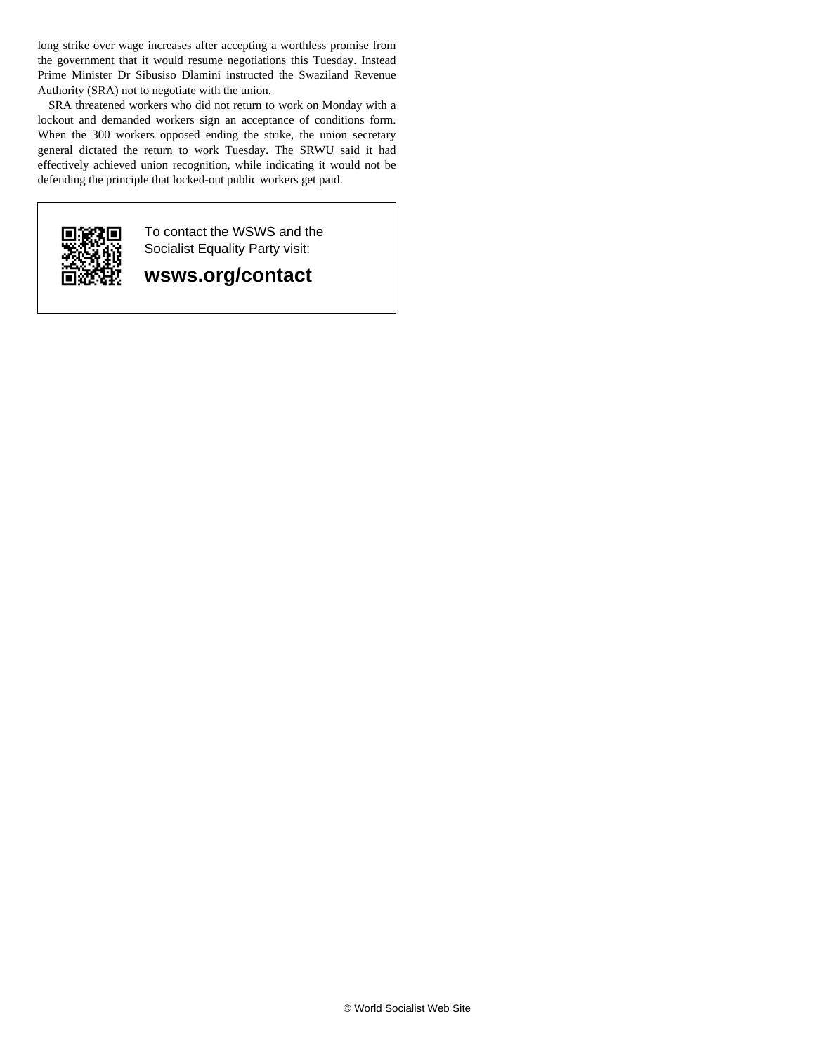long strike over wage increases after accepting a worthless promise from the government that it would resume negotiations this Tuesday. Instead Prime Minister Dr Sibusiso Dlamini instructed the Swaziland Revenue Authority (SRA) not to negotiate with the union.

SRA threatened workers who did not return to work on Monday with a lockout and demanded workers sign an acceptance of conditions form. When the 300 workers opposed ending the strike, the union secretary general dictated the return to work Tuesday. The SRWU said it had effectively achieved union recognition, while indicating it would not be defending the principle that locked-out public workers get paid.

To contact the WSWS and the Socialist Equality Party visit:

**wsws.org/contact**